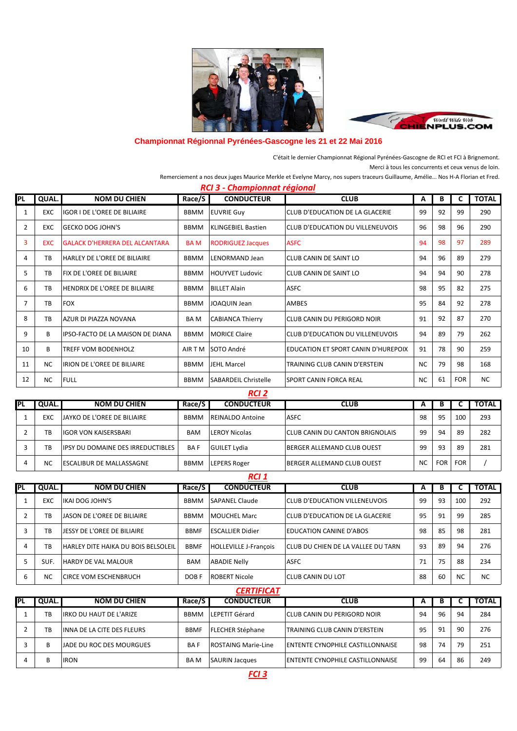## Championnat Régionnal Pyrénées-Gascogne les 21 et 22 Mai 2016

C'était le dernier Championnat Régional Pyrénées-Gascogne de RCI et FCI à Brignemont.

Merci à tous les concurrents et ceux venus de loin.

Remerciement a nos deux juges Maurice Merkle et Evelyne Marcy, nos supers traceurs Guillaume, Amélie... Nos H-A Florian et Fred.

### *RCI 3 - Championnat régional*

| PL | QUAL. | NOM DU CHIEN | Race/S | CONDUCTEUR | CLUB | A | B | C | TOTAL |
|---|---|---|---|---|---|---|---|---|---|
| 1 | EXC | IGOR I DE L'OREE DE BILIAIRE | BBMM | EUVRIE Guy | CLUB D'EDUCATION DE LA GLACERIE | 99 | 92 | 99 | 290 |
| 2 | EXC | GECKO DOG JOHN'S | BBMM | KLINGEBIEL Bastien | CLUB D'EDUCATION DU VILLENEUVOIS | 96 | 98 | 96 | 290 |
| 3 | EXC | GALACK D'HERRERA DEL ALCANTARA | BA M | RODRIGUEZ Jacques | ASFC | 94 | 98 | 97 | 289 |
| 4 | TB | HARLEY DE L'OREE DE BILIAIRE | BBMM | LENORMAND Jean | CLUB CANIN DE SAINT LO | 94 | 96 | 89 | 279 |
| 5 | TB | FIX DE L'OREE DE BILIAIRE | BBMM | HOUYVET Ludovic | CLUB CANIN DE SAINT LO | 94 | 94 | 90 | 278 |
| 6 | TB | HENDRIX DE L'OREE DE BILIAIRE | BBMM | BILLET Alain | ASFC | 98 | 95 | 82 | 275 |
| 7 | TB | FOX | BBMM | JOAQUIN Jean | AMBES | 95 | 84 | 92 | 278 |
| 8 | TB | AZUR DI PIAZZA NOVANA | BA M | CABIANCA Thierry | CLUB CANIN DU PERIGORD NOIR | 91 | 92 | 87 | 270 |
| 9 | B | IPSO-FACTO DE LA MAISON DE DIANA | BBMM | MORICE Claire | CLUB D'EDUCATION DU VILLENEUVOIS | 94 | 89 | 79 | 262 |
| 10 | B | TREFF VOM BODENHOLZ | AIR T M | SOTO André | EDUCATION ET SPORT CANIN D'HUREPOIX | 91 | 78 | 90 | 259 |
| 11 | NC | IRION DE L'OREE DE BILIAIRE | BBMM | JEHL Marcel | TRAINING CLUB CANIN D'ERSTEIN | NC | 79 | 98 | 168 |
| 12 | NC | FULL | BBMM | SABARDEIL Christelle | SPORT CANIN FORCA REAL | NC | 61 | FOR | NC |

### *RCI 2*

| PL | QUAL. | NOM DU CHIEN | Race/S | CONDUCTEUR | CLUB | A | B | C | TOTAL |
|---|---|---|---|---|---|---|---|---|---|
| 1 | EXC | JAYKO DE L'OREE DE BILIAIRE | BBMM | REINALDO Antoine | ASFC | 98 | 95 | 100 | 293 |
| 2 | TB | IGOR VON KAISERSBARI | BAM | LEROY Nicolas | CLUB CANIN DU CANTON BRIGNOLAIS | 99 | 94 | 89 | 282 |
| 3 | TB | IPSY DU DOMAINE DES IRREDUCTIBLES | BA F | GUILET Lydia | BERGER ALLEMAND CLUB OUEST | 99 | 93 | 89 | 281 |
| 4 | NC | ESCALIBUR DE MALLASSAGNE | BBMM | LEPERS Roger | BERGER ALLEMAND CLUB OUEST | NC | FOR | FOR | / |

### *RCI 1*

| PL | QUAL. | NOM DU CHIEN | Race/S | CONDUCTEUR | CLUB | A | B | C | TOTAL |
|---|---|---|---|---|---|---|---|---|---|
| 1 | EXC | IKAI DOG JOHN'S | BBMM | SAPANEL Claude | CLUB D'EDUCATION VILLENEUVOIS | 99 | 93 | 100 | 292 |
| 2 | TB | JASON DE L'OREE DE BILIAIRE | BBMM | MOUCHEL Marc | CLUB D'EDUCATION DE LA GLACERIE | 95 | 91 | 99 | 285 |
| 3 | TB | JESSY DE L'OREE DE BILIAIRE | BBMF | ESCALLIER Didier | EDUCATION CANINE D'ABOS | 98 | 85 | 98 | 281 |
| 4 | TB | HARLEY DITE HAIKA DU BOIS BELSOLEIL | BBMF | HOLLEVILLE J-François | CLUB DU CHIEN DE LA VALLEE DU TARN | 93 | 89 | 94 | 276 |
| 5 | SUF. | HARDY DE VAL MALOUR | BAM | ABADIE Nelly | ASFC | 71 | 75 | 88 | 234 |
| 6 | NC | CIRCE VOM ESCHENBRUCH | DOB F | ROBERT Nicole | CLUB CANIN DU LOT | 88 | 60 | NC | NC |

### *CERTIFICAT*

| PL | QUAL. | NOM DU CHIEN | Race/S | CONDUCTEUR | CLUB | A | B | C | TOTAL |
|---|---|---|---|---|---|---|---|---|---|
| 1 | TB | IRKO DU HAUT DE L'ARIZE | BBMM | LEPETIT Gérard | CLUB CANIN DU PERIGORD NOIR | 94 | 96 | 94 | 284 |
| 2 | TB | INNA DE LA CITE DES FLEURS | BBMF | FLECHER Stéphane | TRAINING CLUB CANIN D'ERSTEIN | 95 | 91 | 90 | 276 |
| 3 | B | JADE DU ROC DES MOURGUES | BA F | ROSTAING Marie-Line | ENTENTE CYNOPHILE CASTILLONNAISE | 98 | 74 | 79 | 251 |
| 4 | B | IRON | BA M | SAURIN Jacques | ENTENTE CYNOPHILE CASTILLONNAISE | 99 | 64 | 86 | 249 |

### *FCI 3*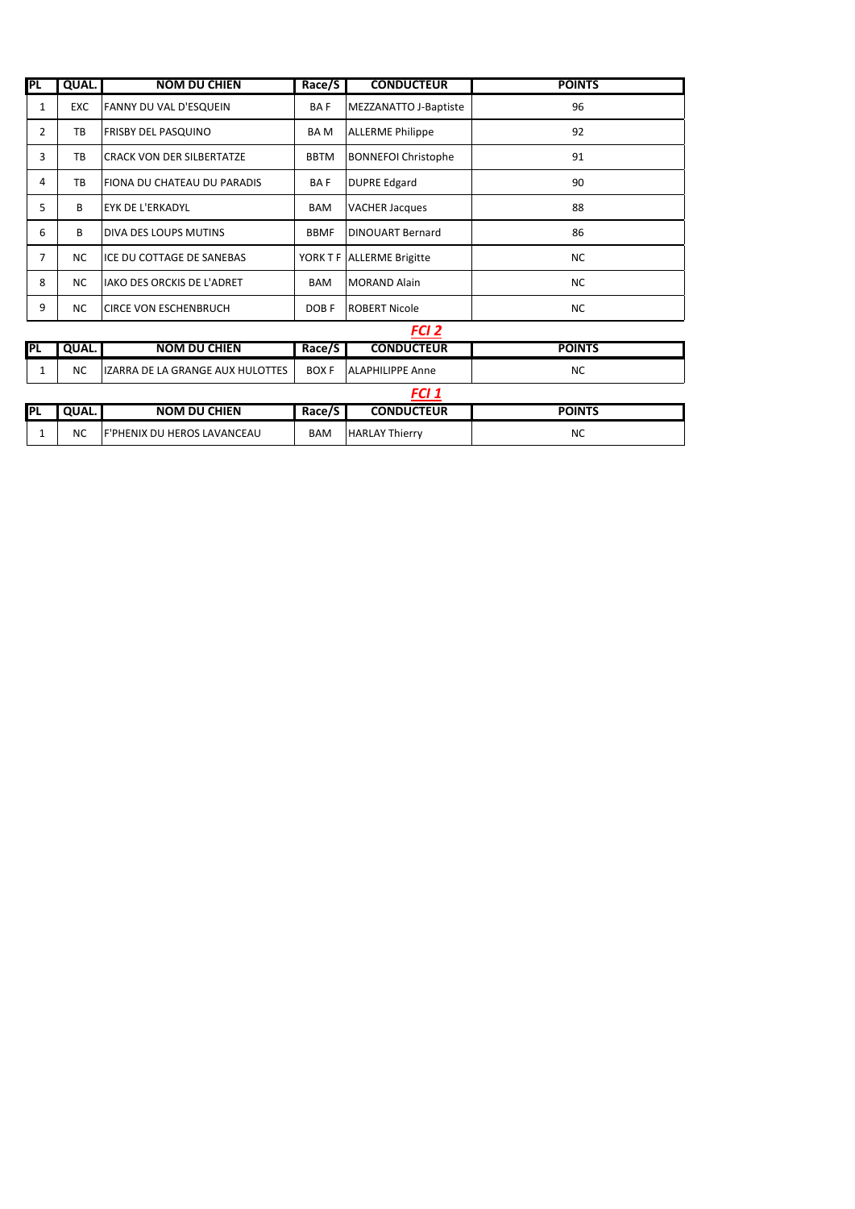| PL | QUAL. | NOM DU CHIEN | Race/S | CONDUCTEUR | POINTS |
|---|---|---|---|---|---|
| 1 | EXC | FANNY DU VAL D'ESQUEIN | BA F | MEZZANATTO J-Baptiste | 96 |
| 2 | TB | FRISBY DEL PASQUINO | BA M | ALLERME Philippe | 92 |
| 3 | TB | CRACK VON DER SILBERTATZE | BBTM | BONNEFOI Christophe | 91 |
| 4 | TB | FIONA DU CHATEAU DU PARADIS | BA F | DUPRE Edgard | 90 |
| 5 | B | EYK DE L'ERKADYL | BAM | VACHER Jacques | 88 |
| 6 | B | DIVA DES LOUPS MUTINS | BBMF | DINOUART Bernard | 86 |
| 7 | NC | ICE DU COTTAGE DE SANEBAS | YORK T F | ALLERME Brigitte | NC |
| 8 | NC | IAKO DES ORCKIS DE L'ADRET | BAM | MORAND Alain | NC |
| 9 | NC | CIRCE VON ESCHENBRUCH | DOB F | ROBERT Nicole | NC |

***FCI 2***

| PL | QUAL. | NOM DU CHIEN | Race/S | CONDUCTEUR | POINTS |
|---|---|---|---|---|---|
| 1 | NC | IZARRA DE LA GRANGE AUX HULOTTES | BOX F | ALAPHILIPPE Anne | NC |

***FCI 1***

| PL | QUAL. | NOM DU CHIEN | Race/S | CONDUCTEUR | POINTS |
|---|---|---|---|---|---|
| 1 | NC | F'PHENIX DU HEROS LAVANCEAU | BAM | HARLAY Thierry | NC |